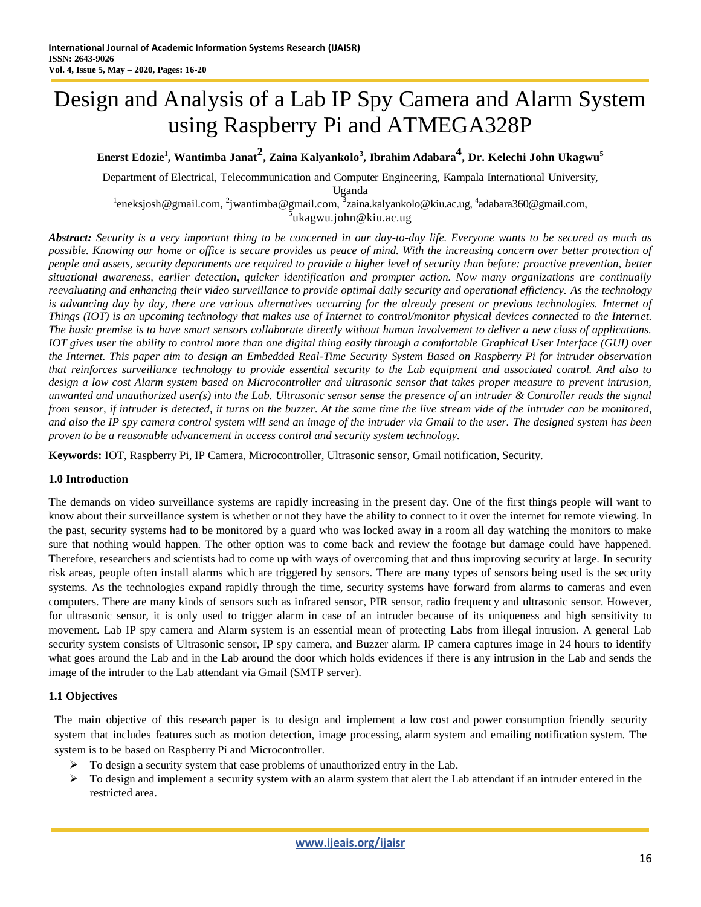# Design and Analysis of a Lab IP Spy Camera and Alarm System using Raspberry Pi and ATMEGA328P

**Enerst Edozie[1], Wantimba Janat[2], Zaina Kalyankolo[3], Ibrahim Adabara[4], Dr. Kelechi John Ukagwu[5]**

Department of Electrical, Telecommunication and Computer Engineering, Kampala International University, Uganda

[1]eneksjosh@gmail.com, [2]jwantimba@gmail.com, [3]zaina.kalyankolo@kiu.ac.ug, [4]adabara360@gmail.com, [5]ukagwu.john@kiu.ac.ug

***Abstract:*** *Security is a very important thing to be concerned in our day-to-day life. Everyone wants to be secured as much as possible. Knowing our home or office is secure provides us peace of mind. With the increasing concern over better protection of people and assets, security departments are required to provide a higher level of security than before: proactive prevention, better situational awareness, earlier detection, quicker identification and prompter action. Now many organizations are continually reevaluating and enhancing their video surveillance to provide optimal daily security and operational efficiency. As the technology is advancing day by day, there are various alternatives occurring for the already present or previous technologies. Internet of Things (IOT) is an upcoming technology that makes use of Internet to control/monitor physical devices connected to the Internet. The basic premise is to have smart sensors collaborate directly without human involvement to deliver a new class of applications. IOT gives user the ability to control more than one digital thing easily through a comfortable Graphical User Interface (GUI) over the Internet. This paper aim to design an Embedded Real-Time Security System Based on Raspberry Pi for intruder observation that reinforces surveillance technology to provide essential security to the Lab equipment and associated control. And also to design a low cost Alarm system based on Microcontroller and ultrasonic sensor that takes proper measure to prevent intrusion, unwanted and unauthorized user(s) into the Lab. Ultrasonic sensor sense the presence of an intruder & Controller reads the signal from sensor, if intruder is detected, it turns on the buzzer. At the same time the live stream vide of the intruder can be monitored, and also the IP spy camera control system will send an image of the intruder via Gmail to the user. The designed system has been proven to be a reasonable advancement in access control and security system technology.*

**Keywords:** IOT, Raspberry Pi, IP Camera, Microcontroller, Ultrasonic sensor, Gmail notification, Security.

## 1.0 Introduction

The demands on video surveillance systems are rapidly increasing in the present day. One of the first things people will want to know about their surveillance system is whether or not they have the ability to connect to it over the internet for remote viewing. In the past, security systems had to be monitored by a guard who was locked away in a room all day watching the monitors to make sure that nothing would happen. The other option was to come back and review the footage but damage could have happened. Therefore, researchers and scientists had to come up with ways of overcoming that and thus improving security at large. In security risk areas, people often install alarms which are triggered by sensors. There are many types of sensors being used is the security systems. As the technologies expand rapidly through the time, security systems have forward from alarms to cameras and even computers. There are many kinds of sensors such as infrared sensor, PIR sensor, radio frequency and ultrasonic sensor. However, for ultrasonic sensor, it is only used to trigger alarm in case of an intruder because of its uniqueness and high sensitivity to movement. Lab IP spy camera and Alarm system is an essential mean of protecting Labs from illegal intrusion. A general Lab security system consists of Ultrasonic sensor, IP spy camera, and Buzzer alarm. IP camera captures image in 24 hours to identify what goes around the Lab and in the Lab around the door which holds evidences if there is any intrusion in the Lab and sends the image of the intruder to the Lab attendant via Gmail (SMTP server).

### 1.1 Objectives

The main objective of this research paper is to design and implement a low cost and power consumption friendly security system that includes features such as motion detection, image processing, alarm system and emailing notification system. The system is to be based on Raspberry Pi and Microcontroller.

- To design a security system that ease problems of unauthorized entry in the Lab.
- To design and implement a security system with an alarm system that alert the Lab attendant if an intruder entered in the restricted area.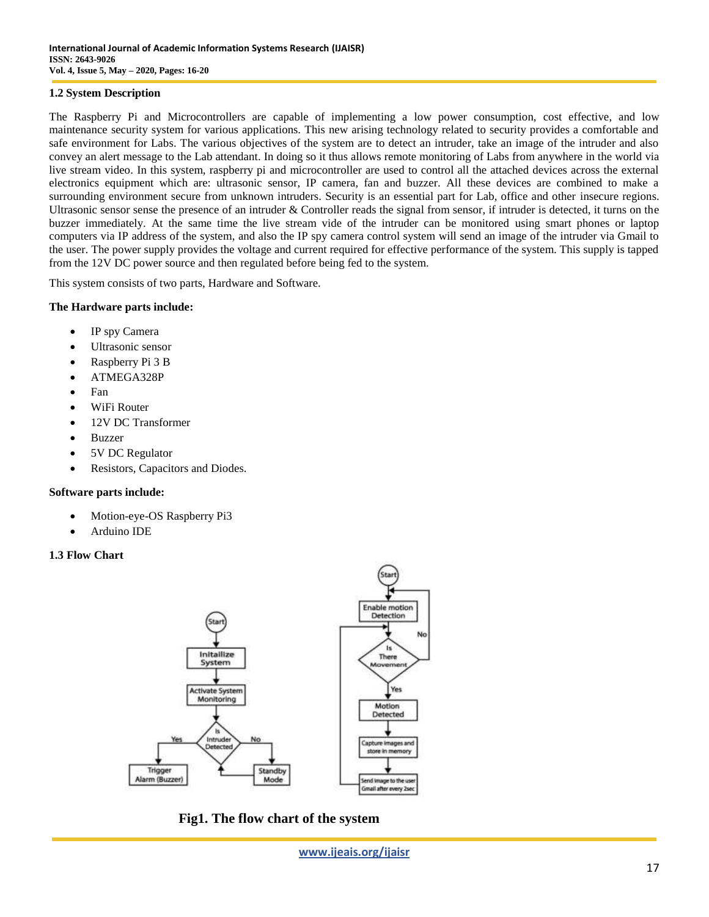### 1.2 System Description

The Raspberry Pi and Microcontrollers are capable of implementing a low power consumption, cost effective, and low maintenance security system for various applications. This new arising technology related to security provides a comfortable and safe environment for Labs. The various objectives of the system are to detect an intruder, take an image of the intruder and also convey an alert message to the Lab attendant. In doing so it thus allows remote monitoring of Labs from anywhere in the world via live stream video. In this system, raspberry pi and microcontroller are used to control all the attached devices across the external electronics equipment which are: ultrasonic sensor, IP camera, fan and buzzer. All these devices are combined to make a surrounding environment secure from unknown intruders. Security is an essential part for Lab, office and other insecure regions. Ultrasonic sensor sense the presence of an intruder & Controller reads the signal from sensor, if intruder is detected, it turns on the buzzer immediately. At the same time the live stream vide of the intruder can be monitored using smart phones or laptop computers via IP address of the system, and also the IP spy camera control system will send an image of the intruder via Gmail to the user. The power supply provides the voltage and current required for effective performance of the system. This supply is tapped from the 12V DC power source and then regulated before being fed to the system.

This system consists of two parts, Hardware and Software.

**The Hardware parts include:**

- IP spy Camera
- Ultrasonic sensor
- Raspberry Pi 3 B
- ATMEGA328P
- Fan
- WiFi Router
- 12V DC Transformer
- Buzzer
- 5V DC Regulator
- Resistors, Capacitors and Diodes.

**Software parts include:**

- Motion-eye-OS Raspberry Pi3
- Arduino IDE

### 1.3 Flow Chart

**Fig1. The flow chart of the system**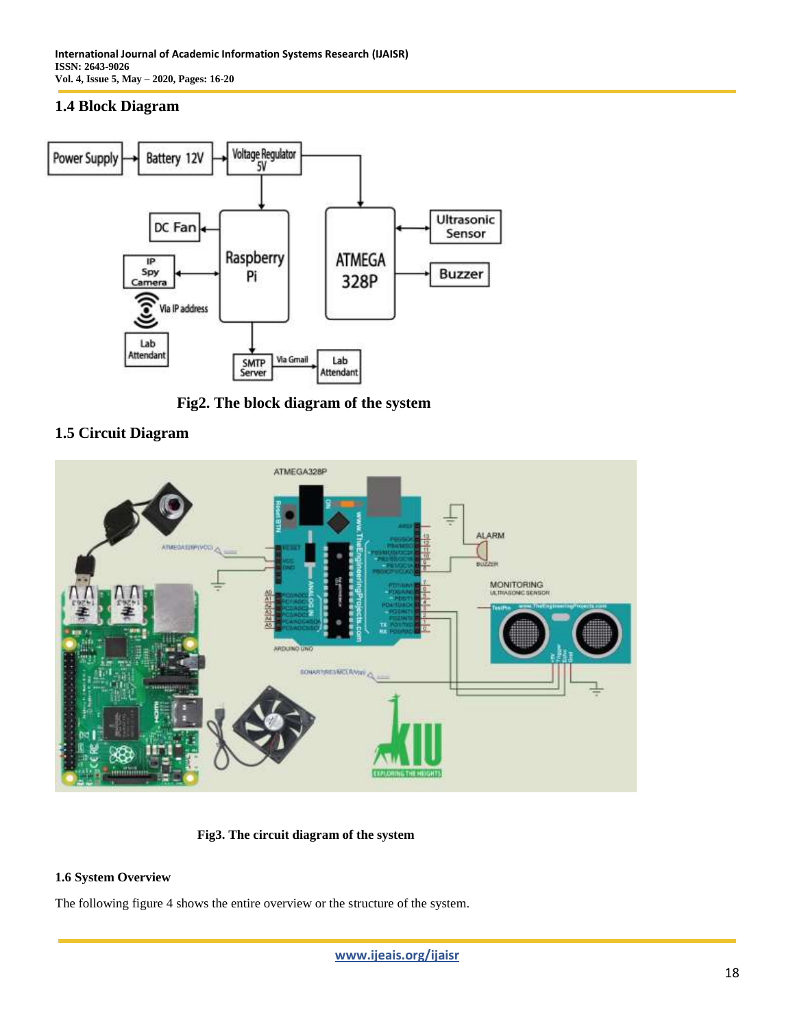## 1.4 Block Diagram

Fig2. The block diagram of the system

## 1.5 Circuit Diagram

Fig3. The circuit diagram of the system

### 1.6 System Overview

The following figure 4 shows the entire overview or the structure of the system.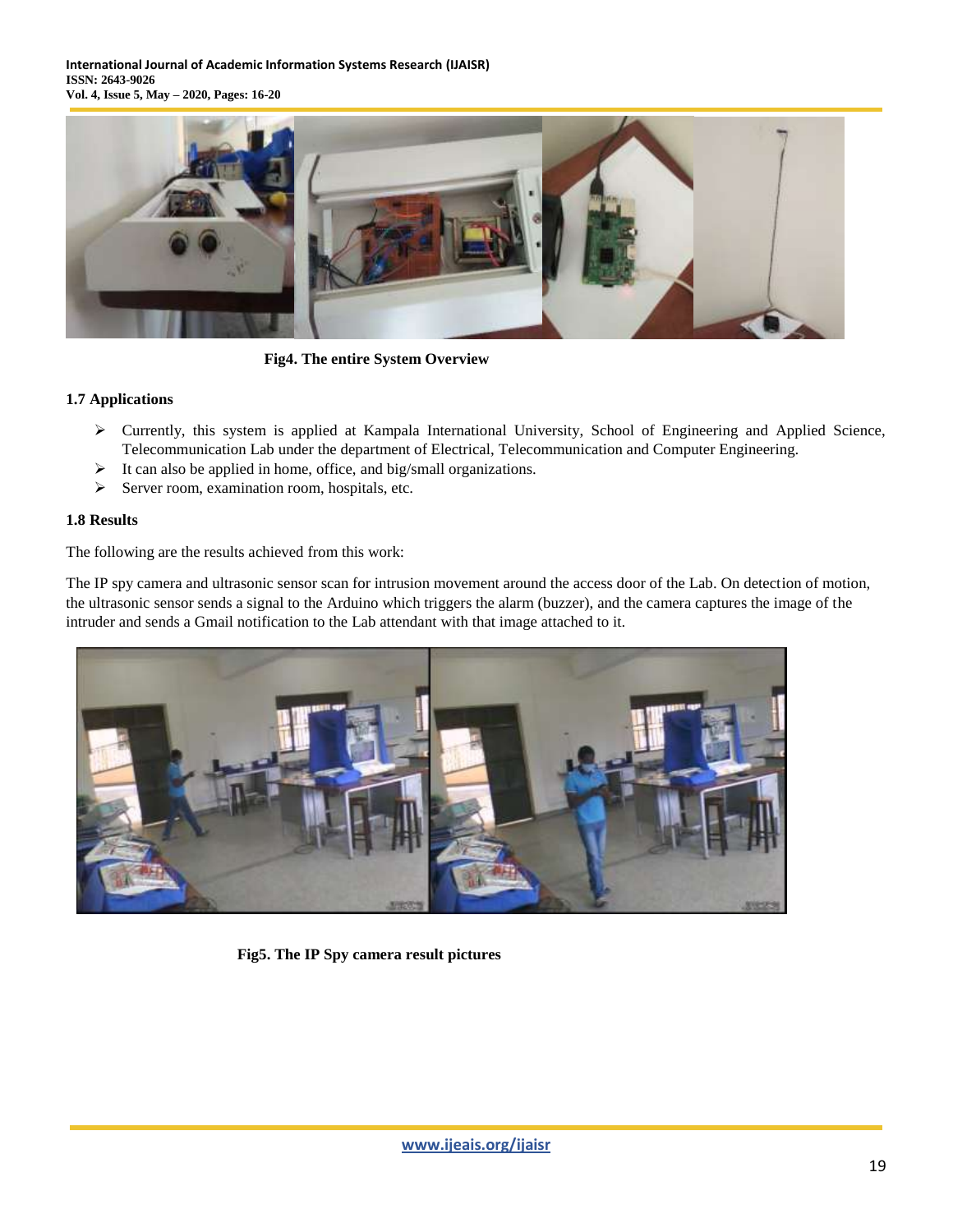Fig4. The entire System Overview

### 1.7 Applications

- Currently, this system is applied at Kampala International University, School of Engineering and Applied Science, Telecommunication Lab under the department of Electrical, Telecommunication and Computer Engineering.
- It can also be applied in home, office, and big/small organizations.
- Server room, examination room, hospitals, etc.

### 1.8 Results

The following are the results achieved from this work:

The IP spy camera and ultrasonic sensor scan for intrusion movement around the access door of the Lab. On detection of motion, the ultrasonic sensor sends a signal to the Arduino which triggers the alarm (buzzer), and the camera captures the image of the intruder and sends a Gmail notification to the Lab attendant with that image attached to it.

Fig5. The IP Spy camera result pictures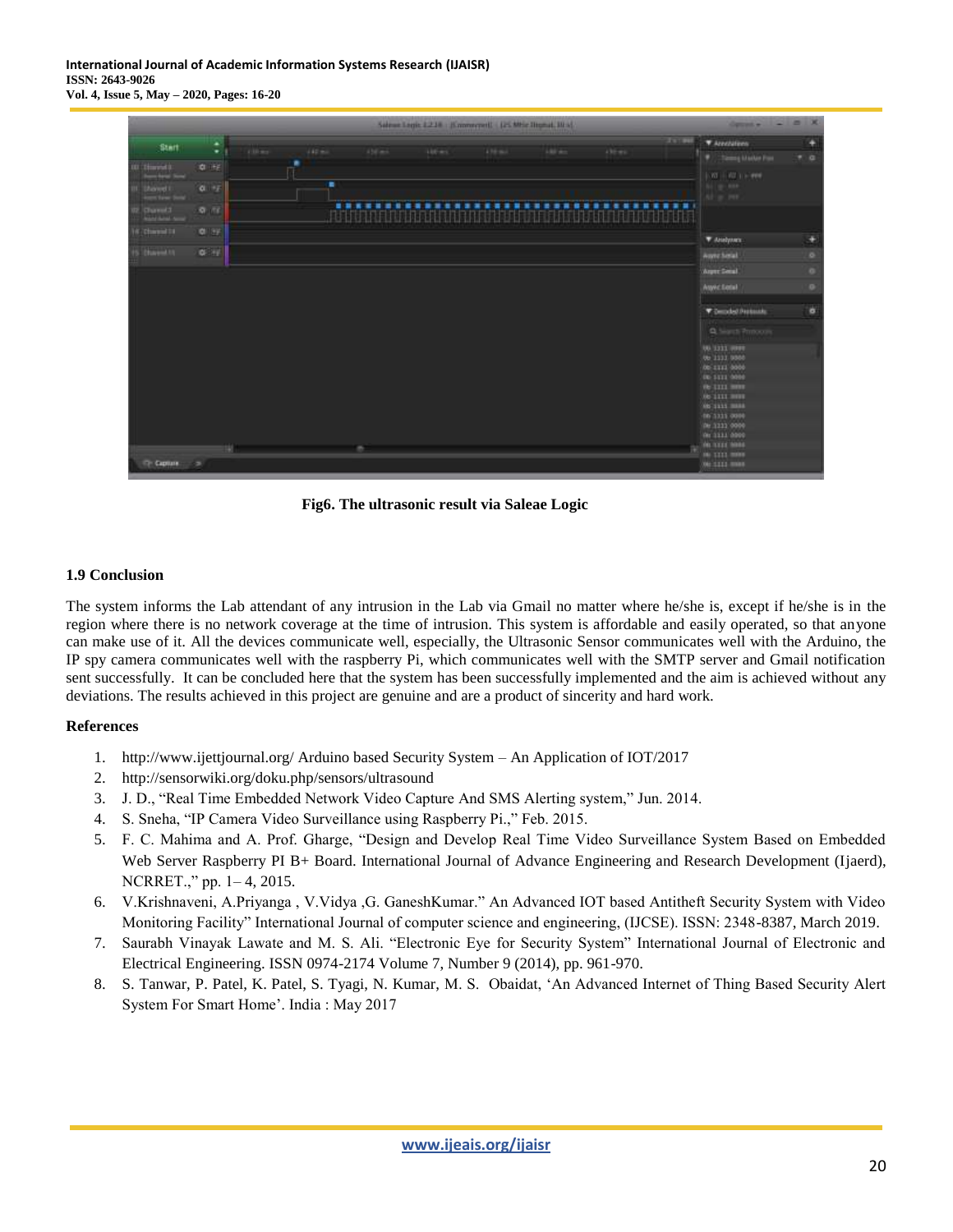Fig6. The ultrasonic result via Saleae Logic

### 1.9 Conclusion

The system informs the Lab attendant of any intrusion in the Lab via Gmail no matter where he/she is, except if he/she is in the region where there is no network coverage at the time of intrusion. This system is affordable and easily operated, so that anyone can make use of it. All the devices communicate well, especially, the Ultrasonic Sensor communicates well with the Arduino, the IP spy camera communicates well with the raspberry Pi, which communicates well with the SMTP server and Gmail notification sent successfully. It can be concluded here that the system has been successfully implemented and the aim is achieved without any deviations. The results achieved in this project are genuine and are a product of sincerity and hard work.

### References

1. http://www.ijettjournal.org/ Arduino based Security System – An Application of IOT/2017
2. http://sensorwiki.org/doku.php/sensors/ultrasound
3. J. D., "Real Time Embedded Network Video Capture And SMS Alerting system," Jun. 2014.
4. S. Sneha, "IP Camera Video Surveillance using Raspberry Pi.," Feb. 2015.
5. F. C. Mahima and A. Prof. Gharge, "Design and Develop Real Time Video Surveillance System Based on Embedded Web Server Raspberry PI B+ Board. International Journal of Advance Engineering and Research Development (Ijaerd), NCRRET.," pp. 1– 4, 2015.
6. V.Krishnaveni, A.Priyanga , V.Vidya ,G. GaneshKumar." An Advanced IOT based Antitheft Security System with Video Monitoring Facility" International Journal of computer science and engineering, (IJCSE). ISSN: 2348-8387, March 2019.
7. Saurabh Vinayak Lawate and M. S. Ali. "Electronic Eye for Security System" International Journal of Electronic and Electrical Engineering. ISSN 0974-2174 Volume 7, Number 9 (2014), pp. 961-970.
8. S. Tanwar, P. Patel, K. Patel, S. Tyagi, N. Kumar, M. S. Obaidat, 'An Advanced Internet of Thing Based Security Alert System For Smart Home'. India : May 2017